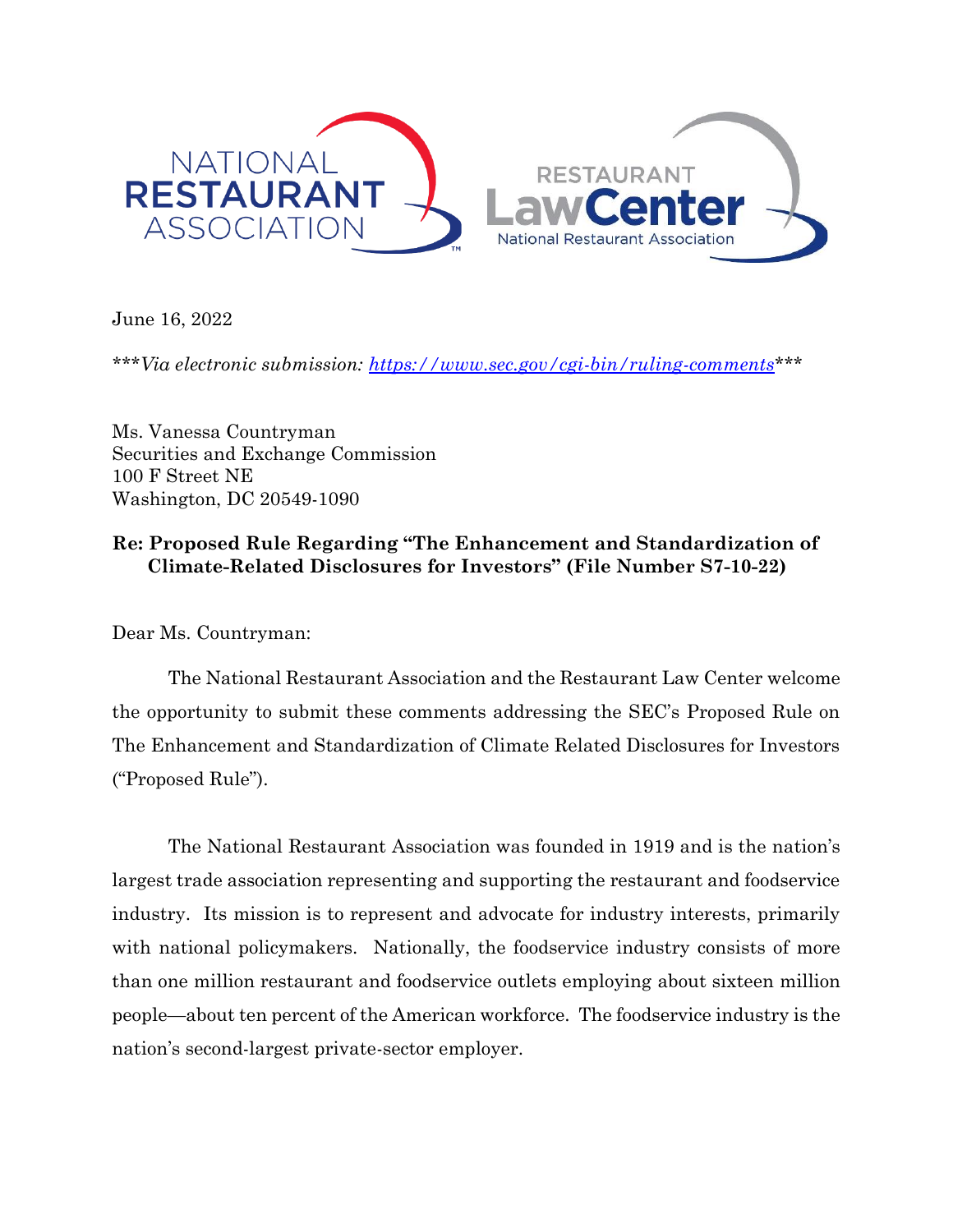June 16, 2022

****Via electronic submission: [https://www.sec.gov/cgi-bin/ruling-comments](https://www.sec.gov/cgi-bin/ruling-comments)****

Ms. Vanessa Countryman
Securities and Exchange Commission
100 F Street NE
Washington, DC 20549-1090

**Re: Proposed Rule Regarding "The Enhancement and Standardization of Climate-Related Disclosures for Investors" (File Number S7-10-22)**

Dear Ms. Countryman:

The National Restaurant Association and the Restaurant Law Center welcome the opportunity to submit these comments addressing the SEC's Proposed Rule on The Enhancement and Standardization of Climate Related Disclosures for Investors ("Proposed Rule").

The National Restaurant Association was founded in 1919 and is the nation's largest trade association representing and supporting the restaurant and foodservice industry. Its mission is to represent and advocate for industry interests, primarily with national policymakers. Nationally, the foodservice industry consists of more than one million restaurant and foodservice outlets employing about sixteen million people—about ten percent of the American workforce. The foodservice industry is the nation's second-largest private-sector employer.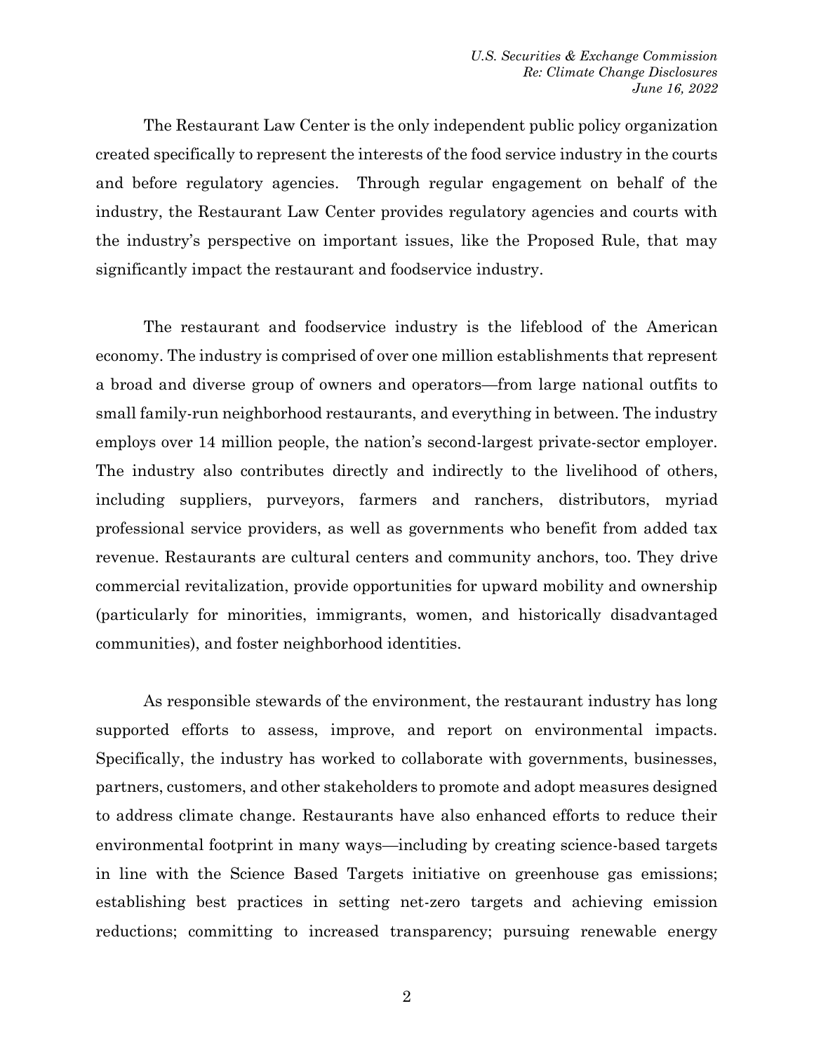The Restaurant Law Center is the only independent public policy organization created specifically to represent the interests of the food service industry in the courts and before regulatory agencies. Through regular engagement on behalf of the industry, the Restaurant Law Center provides regulatory agencies and courts with the industry's perspective on important issues, like the Proposed Rule, that may significantly impact the restaurant and foodservice industry.

The restaurant and foodservice industry is the lifeblood of the American economy. The industry is comprised of over one million establishments that represent a broad and diverse group of owners and operators—from large national outfits to small family-run neighborhood restaurants, and everything in between. The industry employs over 14 million people, the nation's second-largest private-sector employer. The industry also contributes directly and indirectly to the livelihood of others, including suppliers, purveyors, farmers and ranchers, distributors, myriad professional service providers, as well as governments who benefit from added tax revenue. Restaurants are cultural centers and community anchors, too. They drive commercial revitalization, provide opportunities for upward mobility and ownership (particularly for minorities, immigrants, women, and historically disadvantaged communities), and foster neighborhood identities.

As responsible stewards of the environment, the restaurant industry has long supported efforts to assess, improve, and report on environmental impacts. Specifically, the industry has worked to collaborate with governments, businesses, partners, customers, and other stakeholders to promote and adopt measures designed to address climate change. Restaurants have also enhanced efforts to reduce their environmental footprint in many ways—including by creating science-based targets in line with the Science Based Targets initiative on greenhouse gas emissions; establishing best practices in setting net-zero targets and achieving emission reductions; committing to increased transparency; pursuing renewable energy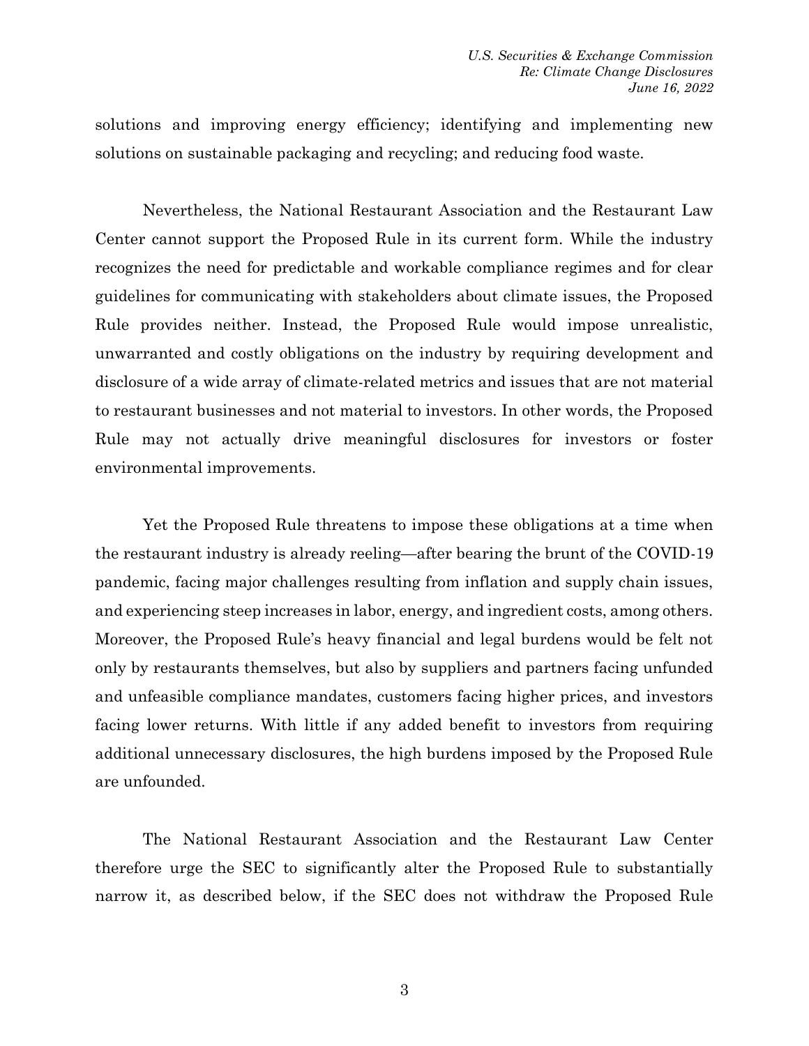solutions and improving energy efficiency; identifying and implementing new solutions on sustainable packaging and recycling; and reducing food waste.

Nevertheless, the National Restaurant Association and the Restaurant Law Center cannot support the Proposed Rule in its current form. While the industry recognizes the need for predictable and workable compliance regimes and for clear guidelines for communicating with stakeholders about climate issues, the Proposed Rule provides neither. Instead, the Proposed Rule would impose unrealistic, unwarranted and costly obligations on the industry by requiring development and disclosure of a wide array of climate-related metrics and issues that are not material to restaurant businesses and not material to investors. In other words, the Proposed Rule may not actually drive meaningful disclosures for investors or foster environmental improvements.

Yet the Proposed Rule threatens to impose these obligations at a time when the restaurant industry is already reeling—after bearing the brunt of the COVID-19 pandemic, facing major challenges resulting from inflation and supply chain issues, and experiencing steep increases in labor, energy, and ingredient costs, among others. Moreover, the Proposed Rule's heavy financial and legal burdens would be felt not only by restaurants themselves, but also by suppliers and partners facing unfunded and unfeasible compliance mandates, customers facing higher prices, and investors facing lower returns. With little if any added benefit to investors from requiring additional unnecessary disclosures, the high burdens imposed by the Proposed Rule are unfounded.

The National Restaurant Association and the Restaurant Law Center therefore urge the SEC to significantly alter the Proposed Rule to substantially narrow it, as described below, if the SEC does not withdraw the Proposed Rule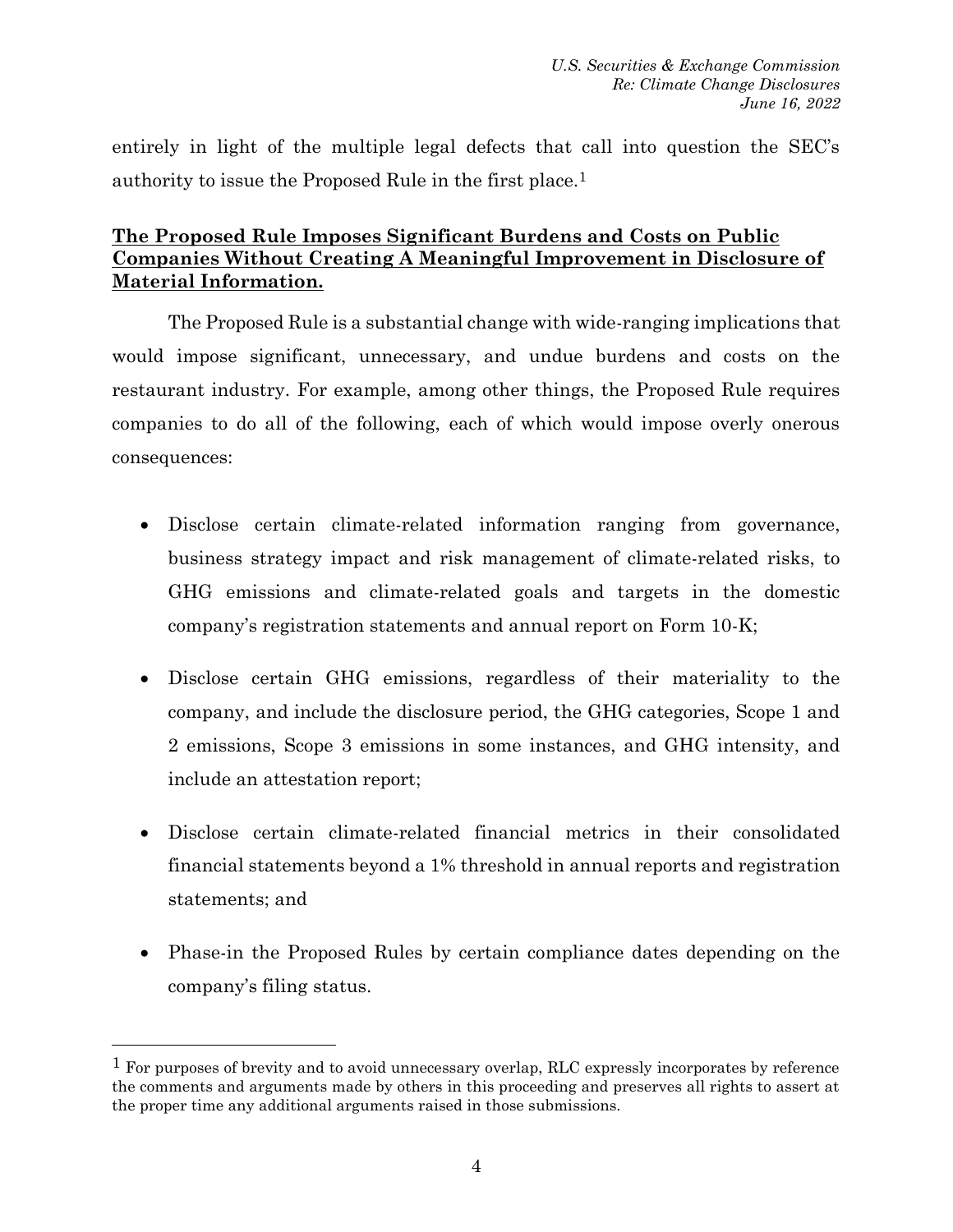entirely in light of the multiple legal defects that call into question the SEC's authority to issue the Proposed Rule in the first place.[1]

**The Proposed Rule Imposes Significant Burdens and Costs on Public Companies Without Creating A Meaningful Improvement in Disclosure of Material Information.**

The Proposed Rule is a substantial change with wide-ranging implications that would impose significant, unnecessary, and undue burdens and costs on the restaurant industry. For example, among other things, the Proposed Rule requires companies to do all of the following, each of which would impose overly onerous consequences:

- Disclose certain climate-related information ranging from governance, business strategy impact and risk management of climate-related risks, to GHG emissions and climate-related goals and targets in the domestic company's registration statements and annual report on Form 10-K;

- Disclose certain GHG emissions, regardless of their materiality to the company, and include the disclosure period, the GHG categories, Scope 1 and 2 emissions, Scope 3 emissions in some instances, and GHG intensity, and include an attestation report;

- Disclose certain climate-related financial metrics in their consolidated financial statements beyond a 1% threshold in annual reports and registration statements; and

- Phase-in the Proposed Rules by certain compliance dates depending on the company's filing status.

---

[1] For purposes of brevity and to avoid unnecessary overlap, RLC expressly incorporates by reference the comments and arguments made by others in this proceeding and preserves all rights to assert at the proper time any additional arguments raised in those submissions.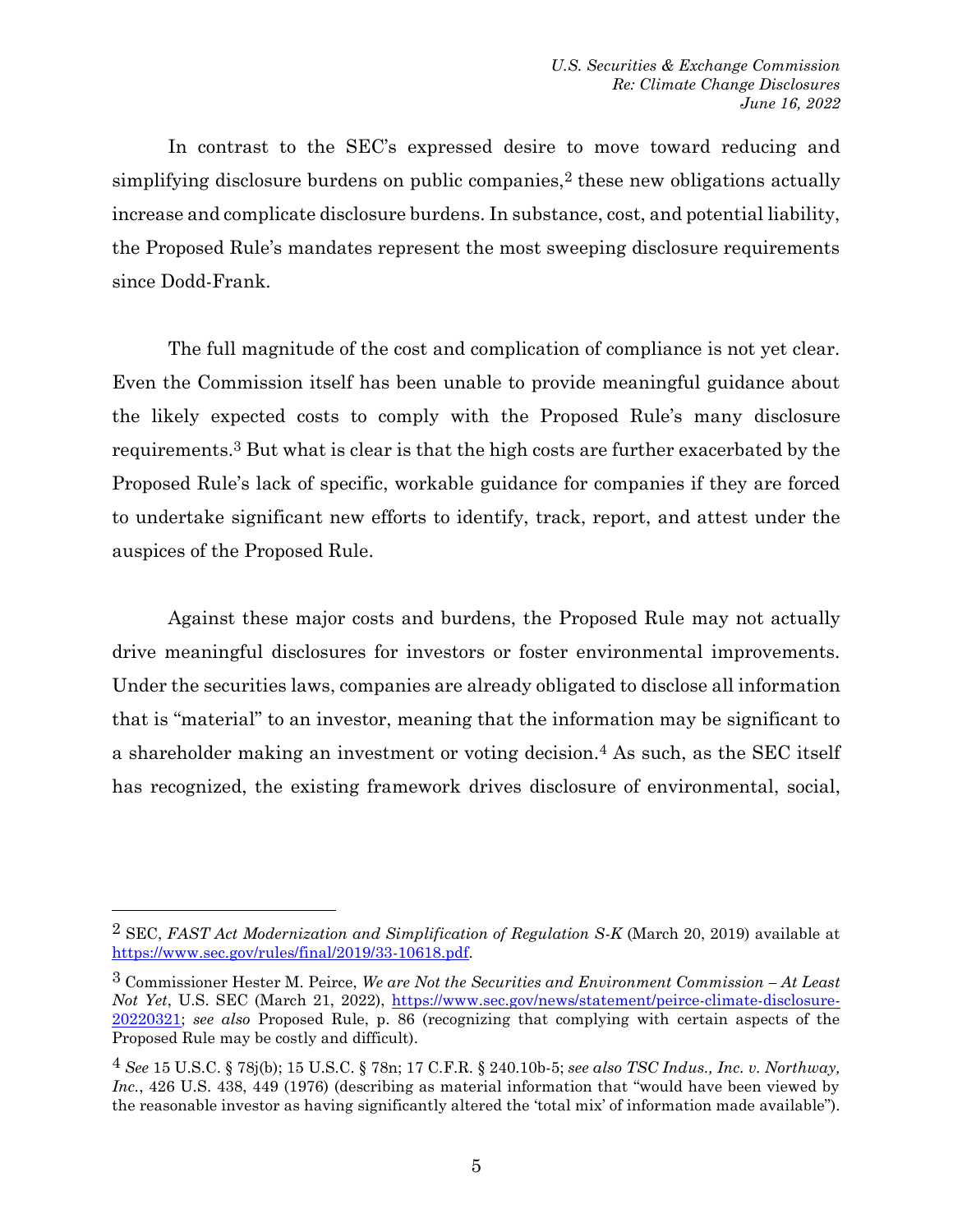In contrast to the SEC's expressed desire to move toward reducing and simplifying disclosure burdens on public companies,[2] these new obligations actually increase and complicate disclosure burdens. In substance, cost, and potential liability, the Proposed Rule's mandates represent the most sweeping disclosure requirements since Dodd-Frank.

The full magnitude of the cost and complication of compliance is not yet clear. Even the Commission itself has been unable to provide meaningful guidance about the likely expected costs to comply with the Proposed Rule's many disclosure requirements.[3] But what is clear is that the high costs are further exacerbated by the Proposed Rule's lack of specific, workable guidance for companies if they are forced to undertake significant new efforts to identify, track, report, and attest under the auspices of the Proposed Rule.

Against these major costs and burdens, the Proposed Rule may not actually drive meaningful disclosures for investors or foster environmental improvements. Under the securities laws, companies are already obligated to disclose all information that is "material" to an investor, meaning that the information may be significant to a shareholder making an investment or voting decision.[4] As such, as the SEC itself has recognized, the existing framework drives disclosure of environmental, social,

---

[2] SEC, *FAST Act Modernization and Simplification of Regulation S-K* (March 20, 2019) available at https://www.sec.gov/rules/final/2019/33-10618.pdf.

[3] Commissioner Hester M. Peirce, *We are Not the Securities and Environment Commission – At Least Not Yet*, U.S. SEC (March 21, 2022), https://www.sec.gov/news/statement/peirce-climate-disclosure-20220321; *see also* Proposed Rule, p. 86 (recognizing that complying with certain aspects of the Proposed Rule may be costly and difficult).

[4] *See* 15 U.S.C. § 78j(b); 15 U.S.C. § 78n; 17 C.F.R. § 240.10b-5; *see also TSC Indus., Inc. v. Northway, Inc.*, 426 U.S. 438, 449 (1976) (describing as material information that "would have been viewed by the reasonable investor as having significantly altered the 'total mix' of information made available").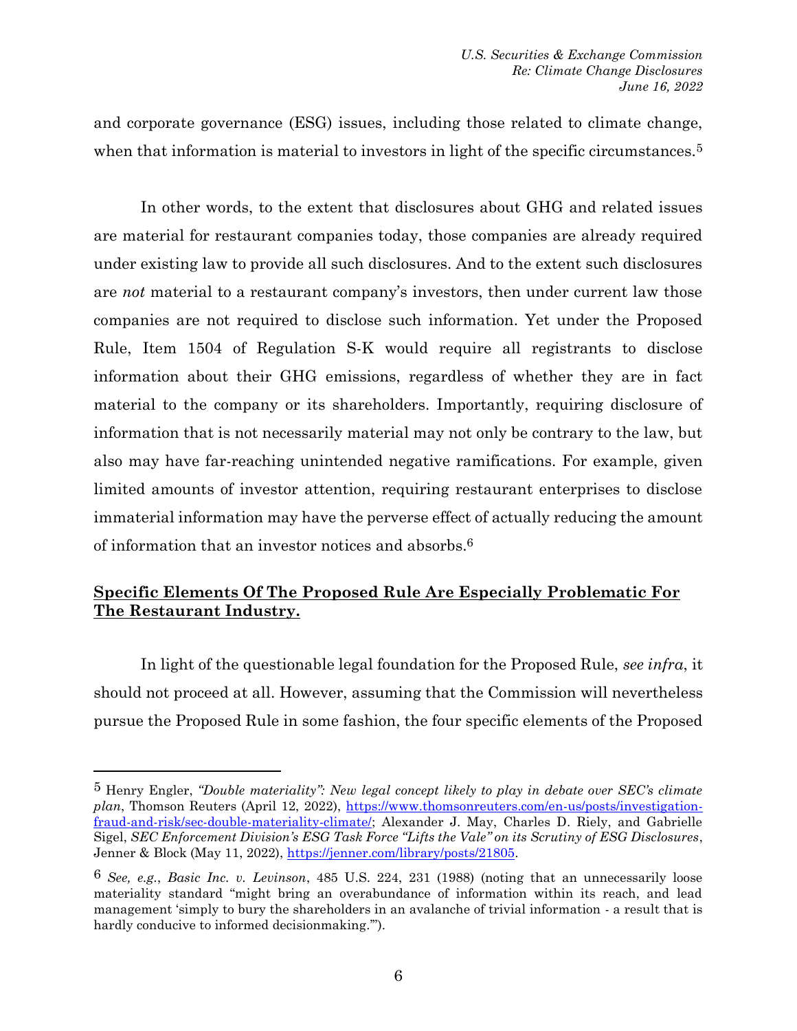and corporate governance (ESG) issues, including those related to climate change, when that information is material to investors in light of the specific circumstances.[5]

In other words, to the extent that disclosures about GHG and related issues are material for restaurant companies today, those companies are already required under existing law to provide all such disclosures. And to the extent such disclosures are *not* material to a restaurant company's investors, then under current law those companies are not required to disclose such information. Yet under the Proposed Rule, Item 1504 of Regulation S-K would require all registrants to disclose information about their GHG emissions, regardless of whether they are in fact material to the company or its shareholders. Importantly, requiring disclosure of information that is not necessarily material may not only be contrary to the law, but also may have far-reaching unintended negative ramifications. For example, given limited amounts of investor attention, requiring restaurant enterprises to disclose immaterial information may have the perverse effect of actually reducing the amount of information that an investor notices and absorbs.[6]

**<u>Specific Elements Of The Proposed Rule Are Especially Problematic For The Restaurant Industry.</u>**

In light of the questionable legal foundation for the Proposed Rule, *see infra*, it should not proceed at all. However, assuming that the Commission will nevertheless pursue the Proposed Rule in some fashion, the four specific elements of the Proposed

---

[5] Henry Engler, *"Double materiality": New legal concept likely to play in debate over SEC's climate plan*, Thomson Reuters (April 12, 2022), https://www.thomsonreuters.com/en-us/posts/investigation-fraud-and-risk/sec-double-materiality-climate/; Alexander J. May, Charles D. Riely, and Gabrielle Sigel, *SEC Enforcement Division's ESG Task Force "Lifts the Vale" on its Scrutiny of ESG Disclosures*, Jenner & Block (May 11, 2022), https://jenner.com/library/posts/21805.

[6] *See, e.g.*, *Basic Inc. v. Levinson*, 485 U.S. 224, 231 (1988) (noting that an unnecessarily loose materiality standard "might bring an overabundance of information within its reach, and lead management 'simply to bury the shareholders in an avalanche of trivial information - a result that is hardly conducive to informed decisionmaking.'").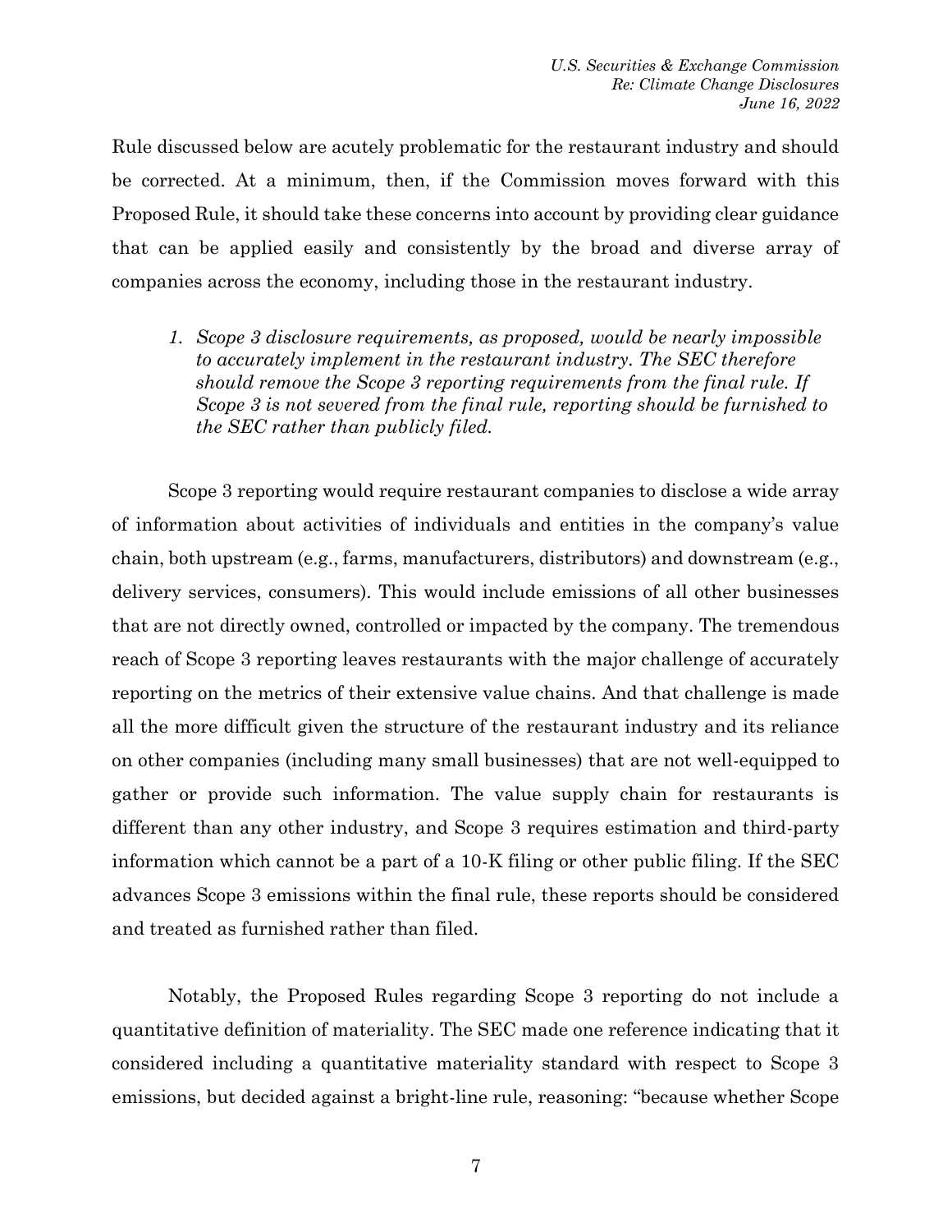Rule discussed below are acutely problematic for the restaurant industry and should be corrected. At a minimum, then, if the Commission moves forward with this Proposed Rule, it should take these concerns into account by providing clear guidance that can be applied easily and consistently by the broad and diverse array of companies across the economy, including those in the restaurant industry.

1. *Scope 3 disclosure requirements, as proposed, would be nearly impossible to accurately implement in the restaurant industry. The SEC therefore should remove the Scope 3 reporting requirements from the final rule. If Scope 3 is not severed from the final rule, reporting should be furnished to the SEC rather than publicly filed.*

Scope 3 reporting would require restaurant companies to disclose a wide array of information about activities of individuals and entities in the company's value chain, both upstream (e.g., farms, manufacturers, distributors) and downstream (e.g., delivery services, consumers). This would include emissions of all other businesses that are not directly owned, controlled or impacted by the company. The tremendous reach of Scope 3 reporting leaves restaurants with the major challenge of accurately reporting on the metrics of their extensive value chains. And that challenge is made all the more difficult given the structure of the restaurant industry and its reliance on other companies (including many small businesses) that are not well-equipped to gather or provide such information. The value supply chain for restaurants is different than any other industry, and Scope 3 requires estimation and third-party information which cannot be a part of a 10-K filing or other public filing. If the SEC advances Scope 3 emissions within the final rule, these reports should be considered and treated as furnished rather than filed.

Notably, the Proposed Rules regarding Scope 3 reporting do not include a quantitative definition of materiality. The SEC made one reference indicating that it considered including a quantitative materiality standard with respect to Scope 3 emissions, but decided against a bright-line rule, reasoning: "because whether Scope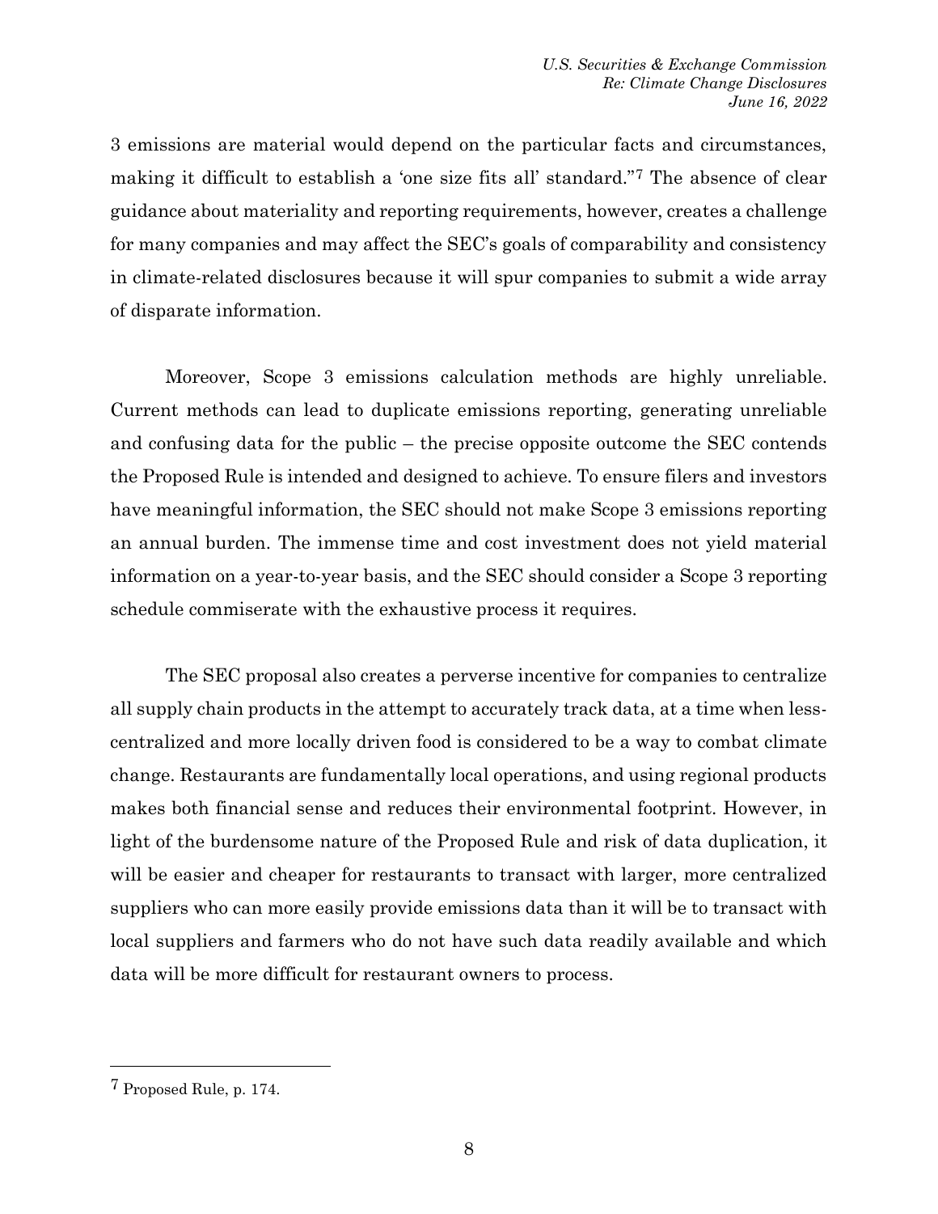3 emissions are material would depend on the particular facts and circumstances, making it difficult to establish a 'one size fits all' standard."[7] The absence of clear guidance about materiality and reporting requirements, however, creates a challenge for many companies and may affect the SEC's goals of comparability and consistency in climate-related disclosures because it will spur companies to submit a wide array of disparate information.

Moreover, Scope 3 emissions calculation methods are highly unreliable. Current methods can lead to duplicate emissions reporting, generating unreliable and confusing data for the public – the precise opposite outcome the SEC contends the Proposed Rule is intended and designed to achieve. To ensure filers and investors have meaningful information, the SEC should not make Scope 3 emissions reporting an annual burden. The immense time and cost investment does not yield material information on a year-to-year basis, and the SEC should consider a Scope 3 reporting schedule commiserate with the exhaustive process it requires.

The SEC proposal also creates a perverse incentive for companies to centralize all supply chain products in the attempt to accurately track data, at a time when less-centralized and more locally driven food is considered to be a way to combat climate change. Restaurants are fundamentally local operations, and using regional products makes both financial sense and reduces their environmental footprint. However, in light of the burdensome nature of the Proposed Rule and risk of data duplication, it will be easier and cheaper for restaurants to transact with larger, more centralized suppliers who can more easily provide emissions data than it will be to transact with local suppliers and farmers who do not have such data readily available and which data will be more difficult for restaurant owners to process.

---

[7] Proposed Rule, p. 174.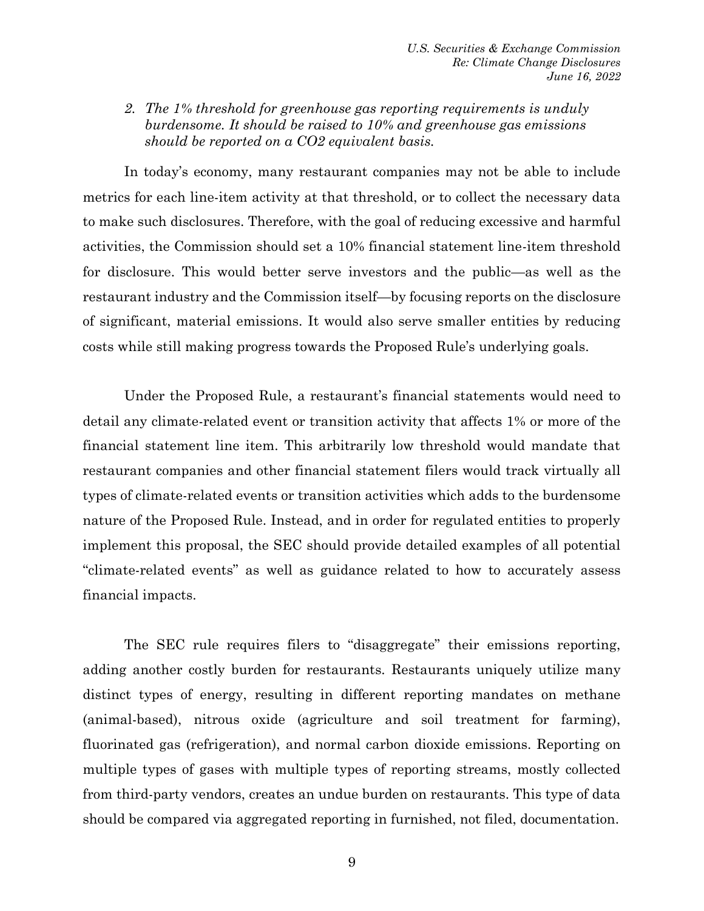*2. The 1% threshold for greenhouse gas reporting requirements is unduly burdensome. It should be raised to 10% and greenhouse gas emissions should be reported on a CO2 equivalent basis.*

In today's economy, many restaurant companies may not be able to include metrics for each line-item activity at that threshold, or to collect the necessary data to make such disclosures. Therefore, with the goal of reducing excessive and harmful activities, the Commission should set a 10% financial statement line-item threshold for disclosure. This would better serve investors and the public—as well as the restaurant industry and the Commission itself—by focusing reports on the disclosure of significant, material emissions. It would also serve smaller entities by reducing costs while still making progress towards the Proposed Rule's underlying goals.

Under the Proposed Rule, a restaurant's financial statements would need to detail any climate-related event or transition activity that affects 1% or more of the financial statement line item. This arbitrarily low threshold would mandate that restaurant companies and other financial statement filers would track virtually all types of climate-related events or transition activities which adds to the burdensome nature of the Proposed Rule. Instead, and in order for regulated entities to properly implement this proposal, the SEC should provide detailed examples of all potential "climate-related events" as well as guidance related to how to accurately assess financial impacts.

The SEC rule requires filers to "disaggregate" their emissions reporting, adding another costly burden for restaurants. Restaurants uniquely utilize many distinct types of energy, resulting in different reporting mandates on methane (animal-based), nitrous oxide (agriculture and soil treatment for farming), fluorinated gas (refrigeration), and normal carbon dioxide emissions. Reporting on multiple types of gases with multiple types of reporting streams, mostly collected from third-party vendors, creates an undue burden on restaurants. This type of data should be compared via aggregated reporting in furnished, not filed, documentation.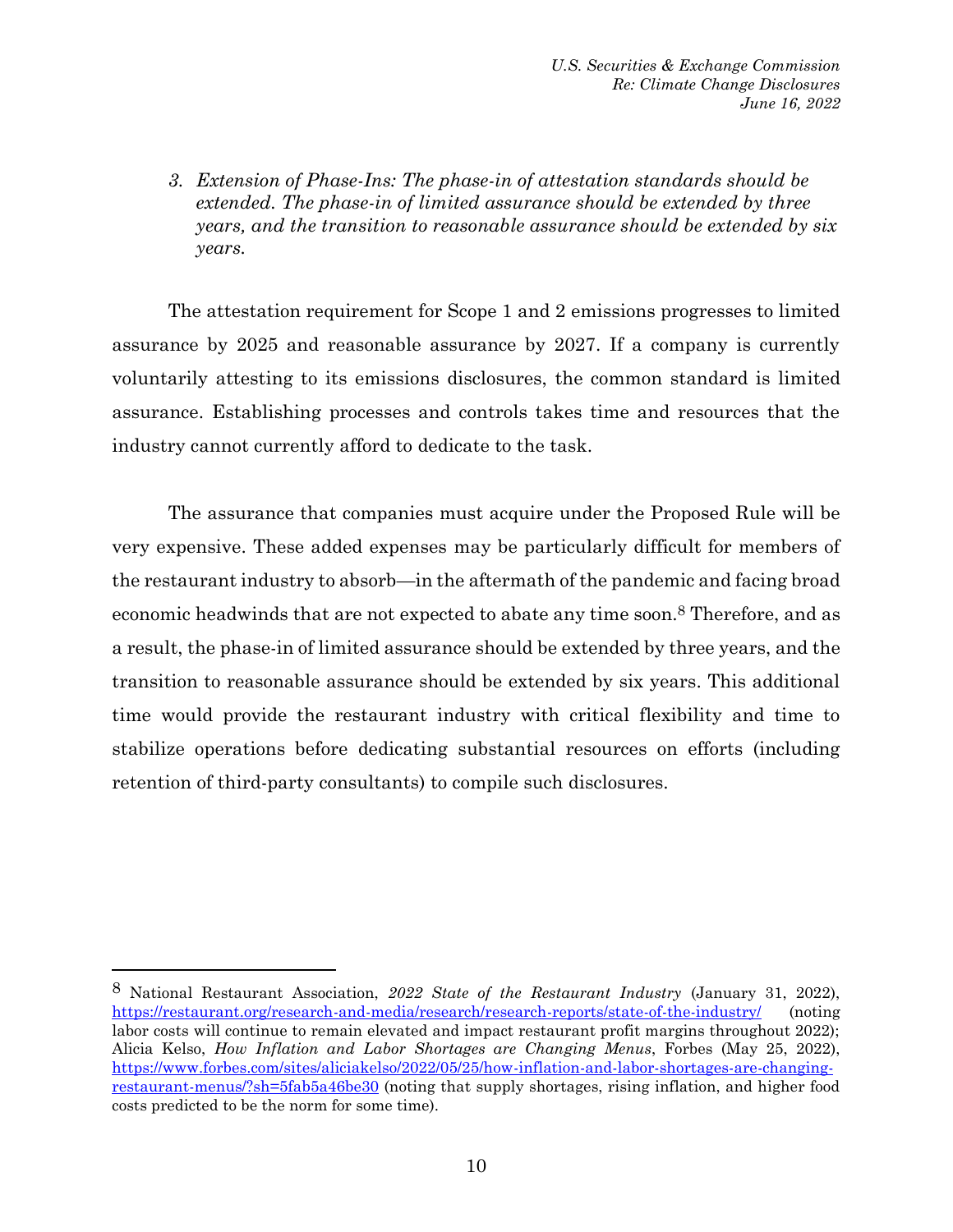3. *Extension of Phase-Ins: The phase-in of attestation standards should be extended. The phase-in of limited assurance should be extended by three years, and the transition to reasonable assurance should be extended by six years.*

The attestation requirement for Scope 1 and 2 emissions progresses to limited assurance by 2025 and reasonable assurance by 2027. If a company is currently voluntarily attesting to its emissions disclosures, the common standard is limited assurance. Establishing processes and controls takes time and resources that the industry cannot currently afford to dedicate to the task.

The assurance that companies must acquire under the Proposed Rule will be very expensive. These added expenses may be particularly difficult for members of the restaurant industry to absorb—in the aftermath of the pandemic and facing broad economic headwinds that are not expected to abate any time soon.[8] Therefore, and as a result, the phase-in of limited assurance should be extended by three years, and the transition to reasonable assurance should be extended by six years. This additional time would provide the restaurant industry with critical flexibility and time to stabilize operations before dedicating substantial resources on efforts (including retention of third-party consultants) to compile such disclosures.

---

[8] National Restaurant Association, *2022 State of the Restaurant Industry* (January 31, 2022), https://restaurant.org/research-and-media/research/research-reports/state-of-the-industry/ (noting labor costs will continue to remain elevated and impact restaurant profit margins throughout 2022); Alicia Kelso, *How Inflation and Labor Shortages are Changing Menus*, Forbes (May 25, 2022), https://www.forbes.com/sites/aliciakelso/2022/05/25/how-inflation-and-labor-shortages-are-changing-restaurant-menus/?sh=5fab5a46be30 (noting that supply shortages, rising inflation, and higher food costs predicted to be the norm for some time).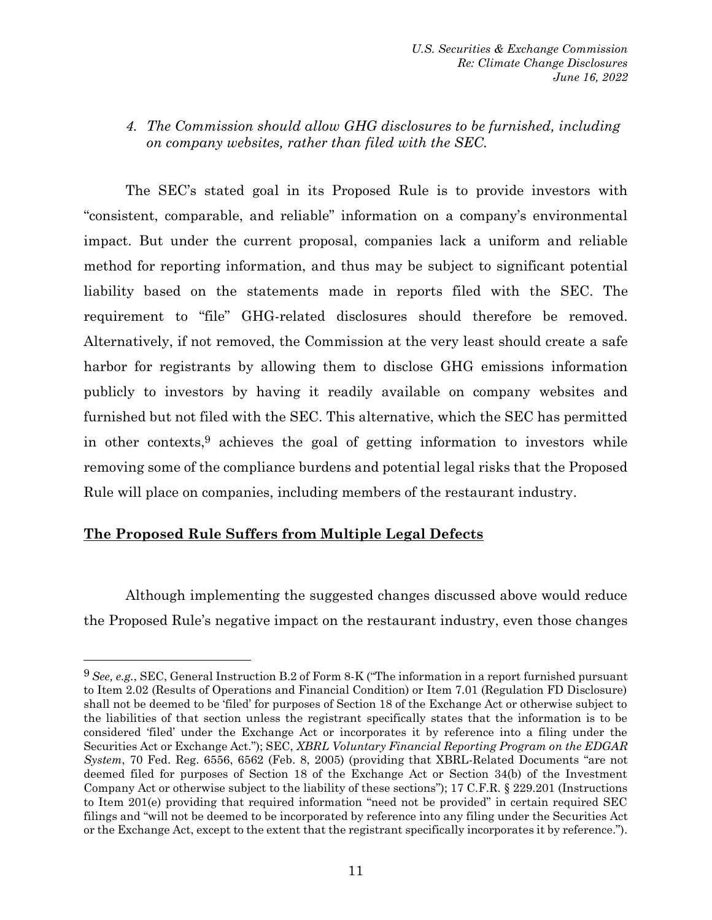4. *The Commission should allow GHG disclosures to be furnished, including on company websites, rather than filed with the SEC.*

The SEC's stated goal in its Proposed Rule is to provide investors with "consistent, comparable, and reliable" information on a company's environmental impact. But under the current proposal, companies lack a uniform and reliable method for reporting information, and thus may be subject to significant potential liability based on the statements made in reports filed with the SEC. The requirement to "file" GHG-related disclosures should therefore be removed. Alternatively, if not removed, the Commission at the very least should create a safe harbor for registrants by allowing them to disclose GHG emissions information publicly to investors by having it readily available on company websites and furnished but not filed with the SEC. This alternative, which the SEC has permitted in other contexts,[9] achieves the goal of getting information to investors while removing some of the compliance burdens and potential legal risks that the Proposed Rule will place on companies, including members of the restaurant industry.

**The Proposed Rule Suffers from Multiple Legal Defects**

Although implementing the suggested changes discussed above would reduce the Proposed Rule's negative impact on the restaurant industry, even those changes

---

[9] *See, e.g.*, SEC, General Instruction B.2 of Form 8-K ("The information in a report furnished pursuant to Item 2.02 (Results of Operations and Financial Condition) or Item 7.01 (Regulation FD Disclosure) shall not be deemed to be 'filed' for purposes of Section 18 of the Exchange Act or otherwise subject to the liabilities of that section unless the registrant specifically states that the information is to be considered 'filed' under the Exchange Act or incorporates it by reference into a filing under the Securities Act or Exchange Act."); SEC, *XBRL Voluntary Financial Reporting Program on the EDGAR System*, 70 Fed. Reg. 6556, 6562 (Feb. 8, 2005) (providing that XBRL-Related Documents "are not deemed filed for purposes of Section 18 of the Exchange Act or Section 34(b) of the Investment Company Act or otherwise subject to the liability of these sections"); 17 C.F.R. § 229.201 (Instructions to Item 201(e) providing that required information "need not be provided" in certain required SEC filings and "will not be deemed to be incorporated by reference into any filing under the Securities Act or the Exchange Act, except to the extent that the registrant specifically incorporates it by reference.").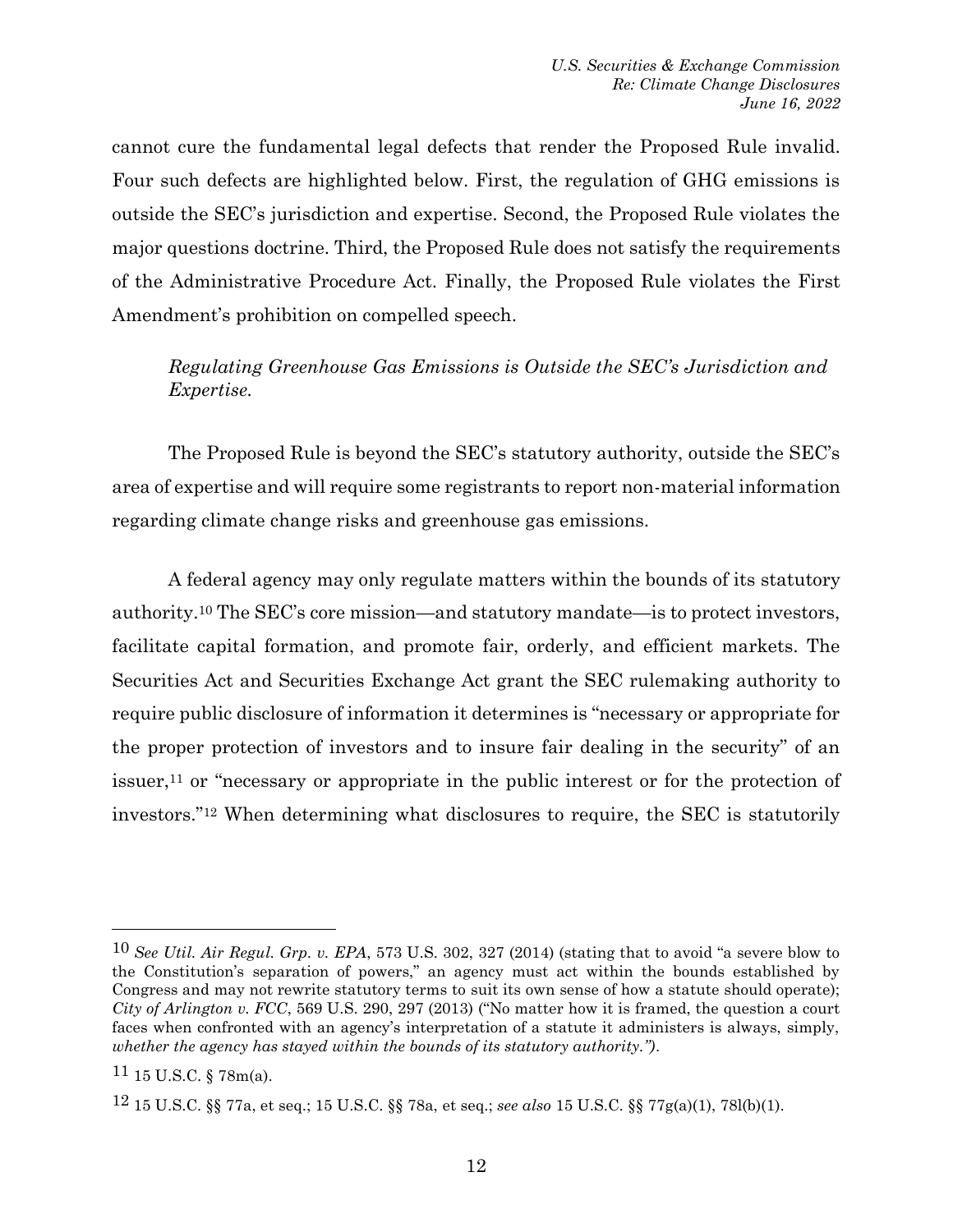cannot cure the fundamental legal defects that render the Proposed Rule invalid. Four such defects are highlighted below. First, the regulation of GHG emissions is outside the SEC's jurisdiction and expertise. Second, the Proposed Rule violates the major questions doctrine. Third, the Proposed Rule does not satisfy the requirements of the Administrative Procedure Act. Finally, the Proposed Rule violates the First Amendment's prohibition on compelled speech.

*Regulating Greenhouse Gas Emissions is Outside the SEC's Jurisdiction and Expertise.*

The Proposed Rule is beyond the SEC's statutory authority, outside the SEC's area of expertise and will require some registrants to report non-material information regarding climate change risks and greenhouse gas emissions.

A federal agency may only regulate matters within the bounds of its statutory authority.[10] The SEC's core mission—and statutory mandate—is to protect investors, facilitate capital formation, and promote fair, orderly, and efficient markets. The Securities Act and Securities Exchange Act grant the SEC rulemaking authority to require public disclosure of information it determines is "necessary or appropriate for the proper protection of investors and to insure fair dealing in the security" of an issuer,[11] or "necessary or appropriate in the public interest or for the protection of investors."[12] When determining what disclosures to require, the SEC is statutorily

---

[10] *See Util. Air Regul. Grp. v. EPA*, 573 U.S. 302, 327 (2014) (stating that to avoid "a severe blow to the Constitution's separation of powers," an agency must act within the bounds established by Congress and may not rewrite statutory terms to suit its own sense of how a statute should operate); *City of Arlington v. FCC*, 569 U.S. 290, 297 (2013) ("No matter how it is framed, the question a court faces when confronted with an agency's interpretation of a statute it administers is always, simply, *whether the agency has stayed within the bounds of its statutory authority.")*.

[11] 15 U.S.C. § 78m(a).

[12] 15 U.S.C. §§ 77a, et seq.; 15 U.S.C. §§ 78a, et seq.; *see also* 15 U.S.C. §§ 77g(a)(1), 78l(b)(1).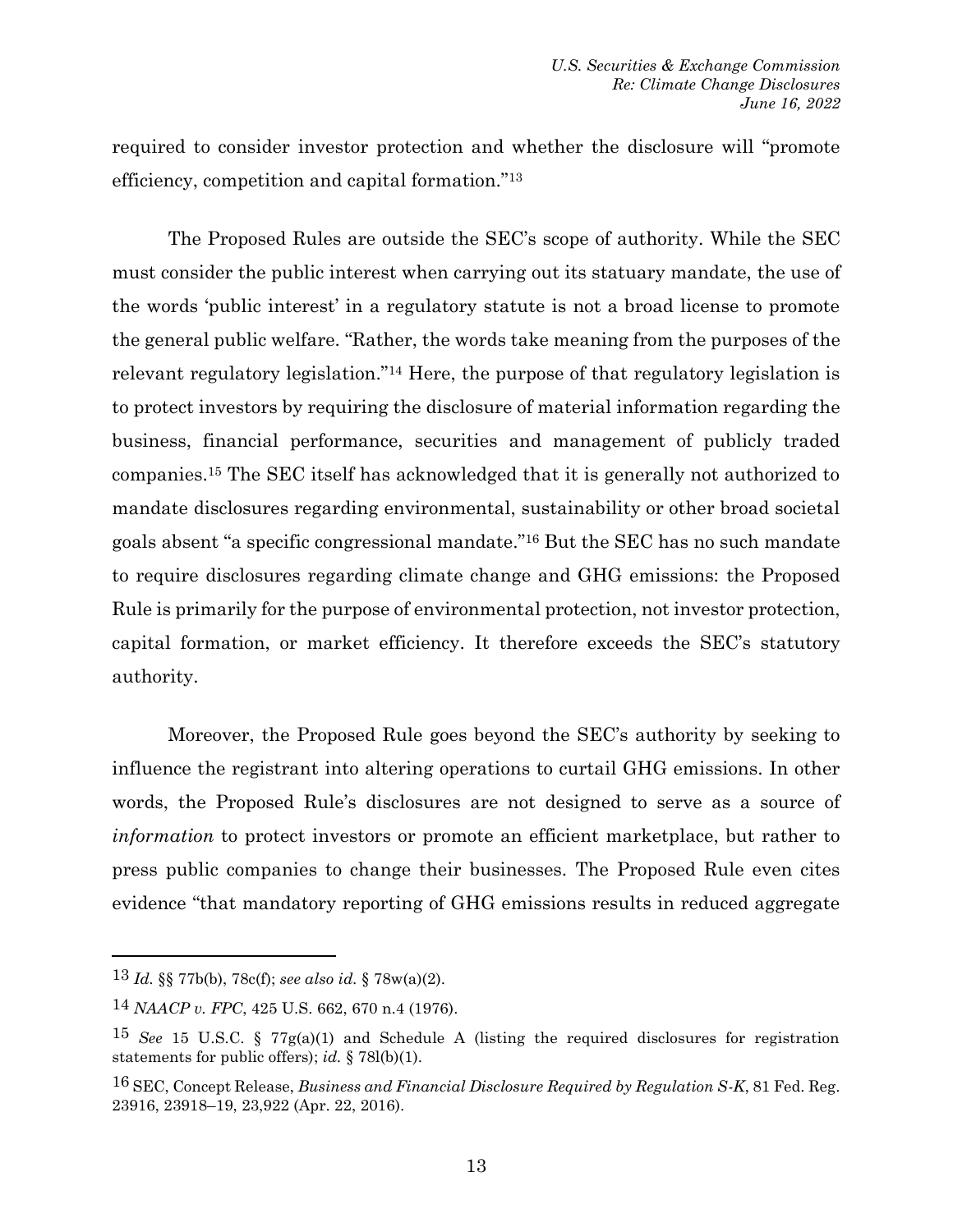required to consider investor protection and whether the disclosure will "promote efficiency, competition and capital formation."[13]

The Proposed Rules are outside the SEC's scope of authority. While the SEC must consider the public interest when carrying out its statuary mandate, the use of the words 'public interest' in a regulatory statute is not a broad license to promote the general public welfare. "Rather, the words take meaning from the purposes of the relevant regulatory legislation."[14] Here, the purpose of that regulatory legislation is to protect investors by requiring the disclosure of material information regarding the business, financial performance, securities and management of publicly traded companies.[15] The SEC itself has acknowledged that it is generally not authorized to mandate disclosures regarding environmental, sustainability or other broad societal goals absent "a specific congressional mandate."[16] But the SEC has no such mandate to require disclosures regarding climate change and GHG emissions: the Proposed Rule is primarily for the purpose of environmental protection, not investor protection, capital formation, or market efficiency. It therefore exceeds the SEC's statutory authority.

Moreover, the Proposed Rule goes beyond the SEC's authority by seeking to influence the registrant into altering operations to curtail GHG emissions. In other words, the Proposed Rule's disclosures are not designed to serve as a source of *information* to protect investors or promote an efficient marketplace, but rather to press public companies to change their businesses. The Proposed Rule even cites evidence "that mandatory reporting of GHG emissions results in reduced aggregate

---

[13] *Id.* §§ 77b(b), 78c(f); *see also id.* § 78w(a)(2).

[14] *NAACP v. FPC*, 425 U.S. 662, 670 n.4 (1976).

[15] *See* 15 U.S.C. § 77g(a)(1) and Schedule A (listing the required disclosures for registration statements for public offers); *id.* § 78l(b)(1).

[16] SEC, Concept Release, *Business and Financial Disclosure Required by Regulation S-K*, 81 Fed. Reg. 23916, 23918–19, 23,922 (Apr. 22, 2016).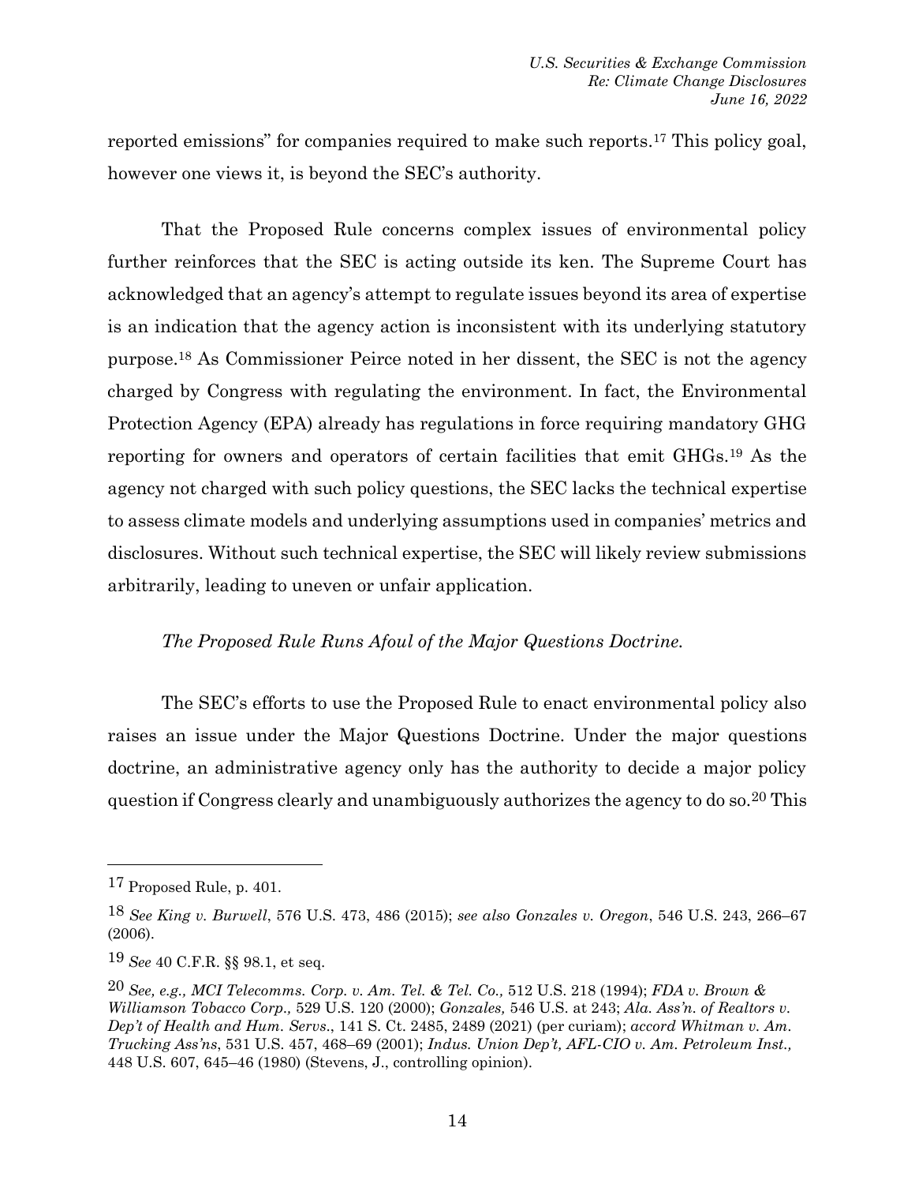reported emissions" for companies required to make such reports.[17] This policy goal, however one views it, is beyond the SEC's authority.

That the Proposed Rule concerns complex issues of environmental policy further reinforces that the SEC is acting outside its ken. The Supreme Court has acknowledged that an agency's attempt to regulate issues beyond its area of expertise is an indication that the agency action is inconsistent with its underlying statutory purpose.[18] As Commissioner Peirce noted in her dissent, the SEC is not the agency charged by Congress with regulating the environment. In fact, the Environmental Protection Agency (EPA) already has regulations in force requiring mandatory GHG reporting for owners and operators of certain facilities that emit GHGs.[19] As the agency not charged with such policy questions, the SEC lacks the technical expertise to assess climate models and underlying assumptions used in companies' metrics and disclosures. Without such technical expertise, the SEC will likely review submissions arbitrarily, leading to uneven or unfair application.

*The Proposed Rule Runs Afoul of the Major Questions Doctrine.*

The SEC's efforts to use the Proposed Rule to enact environmental policy also raises an issue under the Major Questions Doctrine. Under the major questions doctrine, an administrative agency only has the authority to decide a major policy question if Congress clearly and unambiguously authorizes the agency to do so.[20] This

---

[17] Proposed Rule, p. 401.

[18] *See King v. Burwell*, 576 U.S. 473, 486 (2015); *see also Gonzales v. Oregon*, 546 U.S. 243, 266–67 (2006).

[19] *See* 40 C.F.R. §§ 98.1, et seq.

[20] *See, e.g., MCI Telecomms. Corp. v. Am. Tel. & Tel. Co.,* 512 U.S. 218 (1994); *FDA v. Brown & Williamson Tobacco Corp.,* 529 U.S. 120 (2000); *Gonzales,* 546 U.S. at 243; *Ala. Ass'n. of Realtors v. Dep't of Health and Hum. Servs.*, 141 S. Ct. 2485, 2489 (2021) (per curiam); *accord Whitman v. Am. Trucking Ass'ns*, 531 U.S. 457, 468–69 (2001); *Indus. Union Dep't, AFL-CIO v. Am. Petroleum Inst.,* 448 U.S. 607, 645–46 (1980) (Stevens, J., controlling opinion).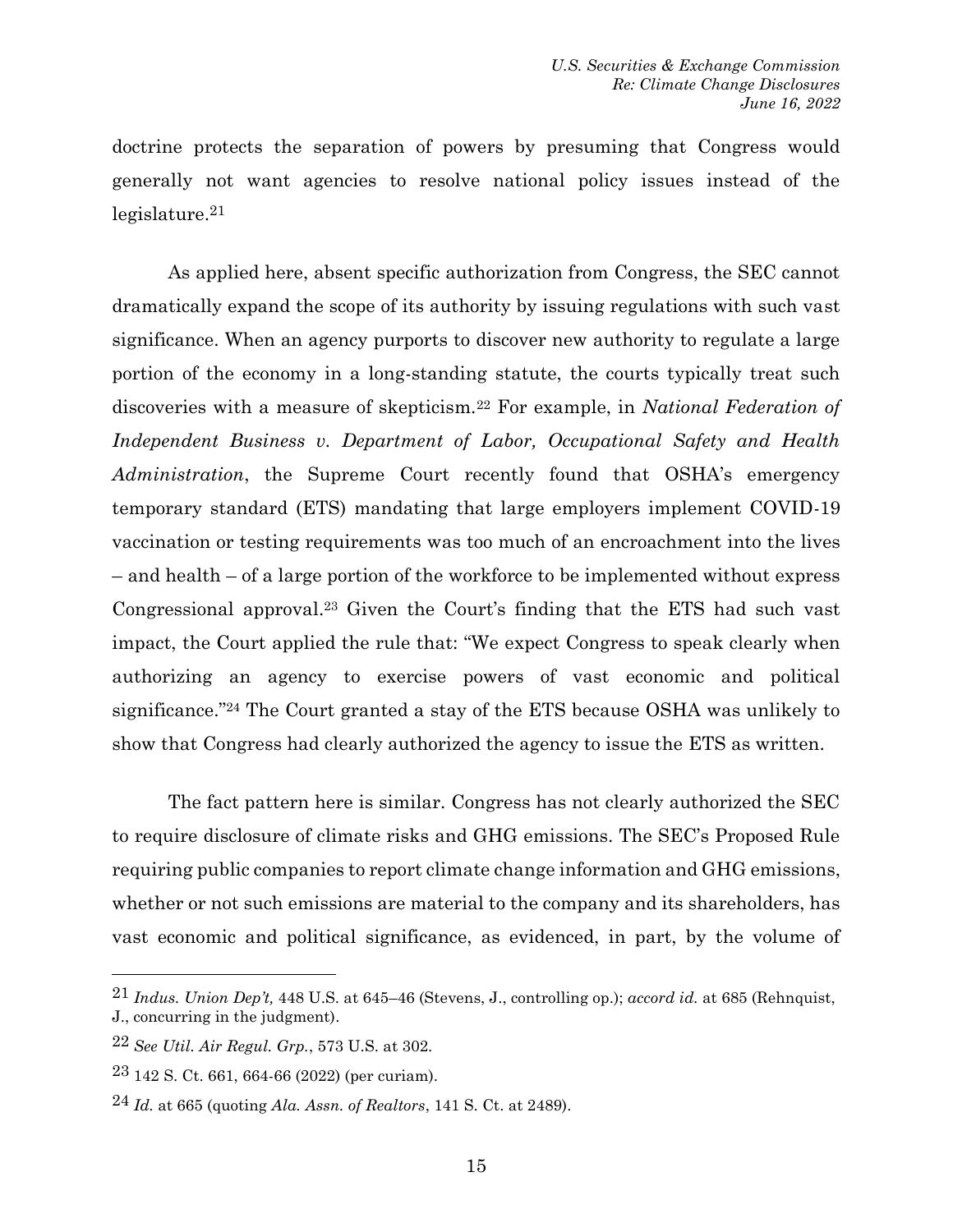doctrine protects the separation of powers by presuming that Congress would generally not want agencies to resolve national policy issues instead of the legislature.[21]

As applied here, absent specific authorization from Congress, the SEC cannot dramatically expand the scope of its authority by issuing regulations with such vast significance. When an agency purports to discover new authority to regulate a large portion of the economy in a long-standing statute, the courts typically treat such discoveries with a measure of skepticism.[22] For example, in *National Federation of Independent Business v. Department of Labor, Occupational Safety and Health Administration*, the Supreme Court recently found that OSHA's emergency temporary standard (ETS) mandating that large employers implement COVID-19 vaccination or testing requirements was too much of an encroachment into the lives – and health – of a large portion of the workforce to be implemented without express Congressional approval.[23] Given the Court's finding that the ETS had such vast impact, the Court applied the rule that: "We expect Congress to speak clearly when authorizing an agency to exercise powers of vast economic and political significance."[24] The Court granted a stay of the ETS because OSHA was unlikely to show that Congress had clearly authorized the agency to issue the ETS as written.

The fact pattern here is similar. Congress has not clearly authorized the SEC to require disclosure of climate risks and GHG emissions. The SEC's Proposed Rule requiring public companies to report climate change information and GHG emissions, whether or not such emissions are material to the company and its shareholders, has vast economic and political significance, as evidenced, in part, by the volume of

---

[21] *Indus. Union Dep't,* 448 U.S. at 645–46 (Stevens, J., controlling op.); *accord id.* at 685 (Rehnquist, J., concurring in the judgment).

[22] *See Util. Air Regul. Grp.*, 573 U.S. at 302.

[23] 142 S. Ct. 661, 664-66 (2022) (per curiam).

[24] *Id.* at 665 (quoting *Ala. Assn. of Realtors*, 141 S. Ct. at 2489).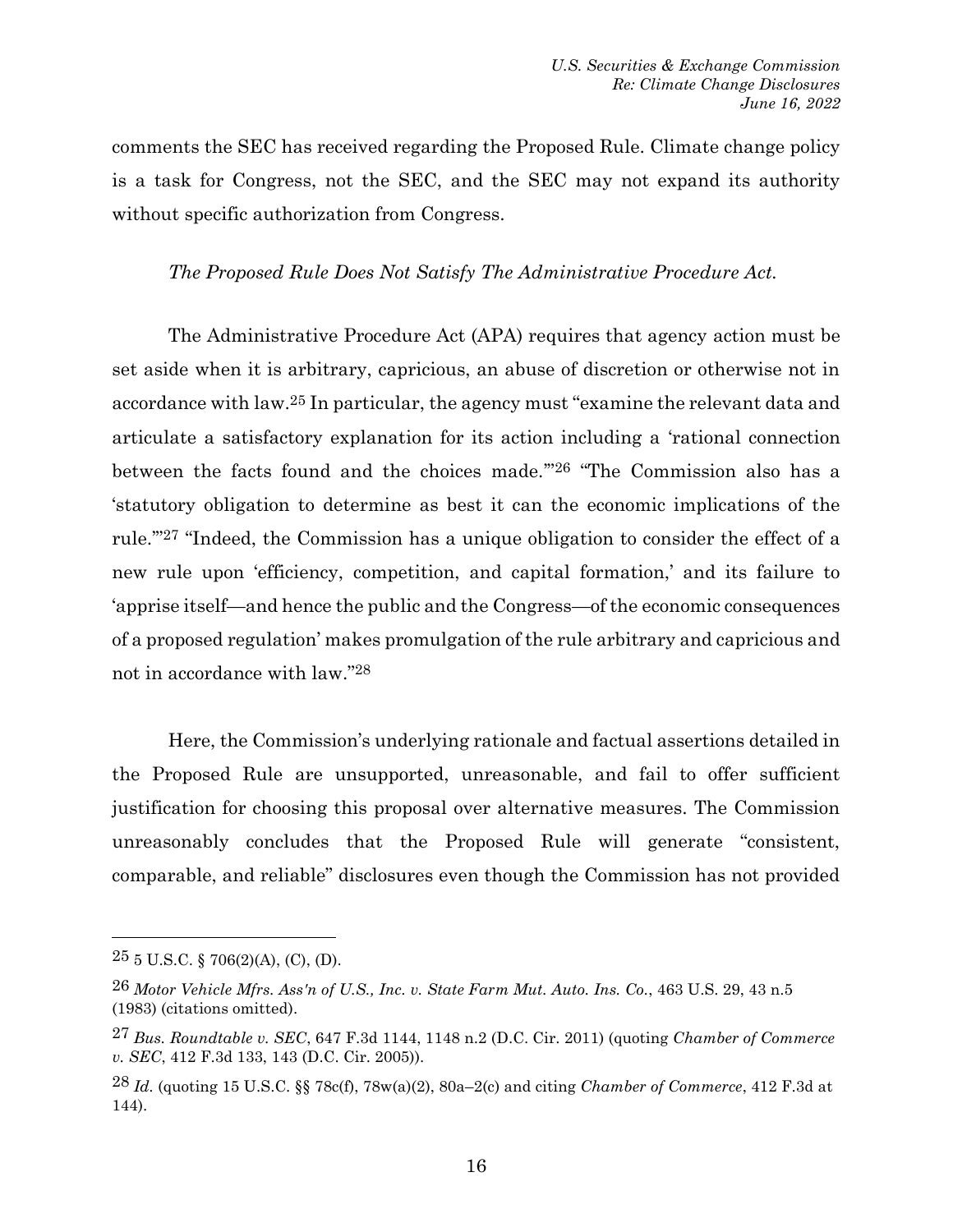comments the SEC has received regarding the Proposed Rule. Climate change policy is a task for Congress, not the SEC, and the SEC may not expand its authority without specific authorization from Congress.

*The Proposed Rule Does Not Satisfy The Administrative Procedure Act.*

The Administrative Procedure Act (APA) requires that agency action must be set aside when it is arbitrary, capricious, an abuse of discretion or otherwise not in accordance with law.[25] In particular, the agency must "examine the relevant data and articulate a satisfactory explanation for its action including a 'rational connection between the facts found and the choices made.'"[26] "The Commission also has a 'statutory obligation to determine as best it can the economic implications of the rule.'"[27] "Indeed, the Commission has a unique obligation to consider the effect of a new rule upon 'efficiency, competition, and capital formation,' and its failure to 'apprise itself—and hence the public and the Congress—of the economic consequences of a proposed regulation' makes promulgation of the rule arbitrary and capricious and not in accordance with law."[28]

Here, the Commission's underlying rationale and factual assertions detailed in the Proposed Rule are unsupported, unreasonable, and fail to offer sufficient justification for choosing this proposal over alternative measures. The Commission unreasonably concludes that the Proposed Rule will generate "consistent, comparable, and reliable" disclosures even though the Commission has not provided

---

[25] 5 U.S.C. § 706(2)(A), (C), (D).

[26] *Motor Vehicle Mfrs. Ass'n of U.S., Inc. v. State Farm Mut. Auto. Ins. Co.*, 463 U.S. 29, 43 n.5 (1983) (citations omitted).

[27] *Bus. Roundtable v. SEC*, 647 F.3d 1144, 1148 n.2 (D.C. Cir. 2011) (quoting *Chamber of Commerce v. SEC*, 412 F.3d 133, 143 (D.C. Cir. 2005)).

[28] *Id.* (quoting 15 U.S.C. §§ 78c(f), 78w(a)(2), 80a–2(c) and citing *Chamber of Commerce*, 412 F.3d at 144).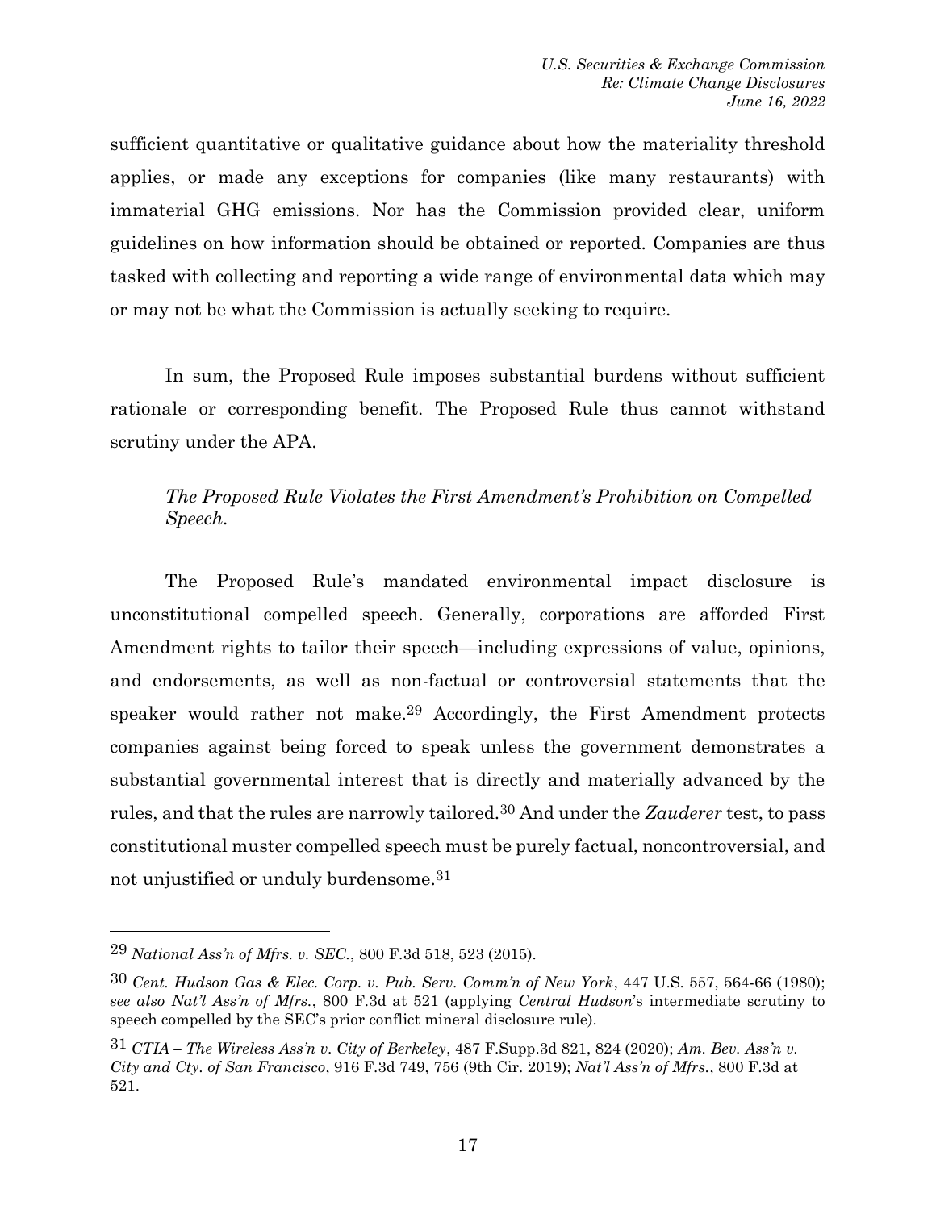sufficient quantitative or qualitative guidance about how the materiality threshold applies, or made any exceptions for companies (like many restaurants) with immaterial GHG emissions. Nor has the Commission provided clear, uniform guidelines on how information should be obtained or reported. Companies are thus tasked with collecting and reporting a wide range of environmental data which may or may not be what the Commission is actually seeking to require.

In sum, the Proposed Rule imposes substantial burdens without sufficient rationale or corresponding benefit. The Proposed Rule thus cannot withstand scrutiny under the APA.

*The Proposed Rule Violates the First Amendment's Prohibition on Compelled Speech.*

The Proposed Rule's mandated environmental impact disclosure is unconstitutional compelled speech. Generally, corporations are afforded First Amendment rights to tailor their speech—including expressions of value, opinions, and endorsements, as well as non-factual or controversial statements that the speaker would rather not make.[29] Accordingly, the First Amendment protects companies against being forced to speak unless the government demonstrates a substantial governmental interest that is directly and materially advanced by the rules, and that the rules are narrowly tailored.[30] And under the *Zauderer* test, to pass constitutional muster compelled speech must be purely factual, noncontroversial, and not unjustified or unduly burdensome.[31]

---

[29] *National Ass'n of Mfrs. v. SEC.*, 800 F.3d 518, 523 (2015).

[30] *Cent. Hudson Gas & Elec. Corp. v. Pub. Serv. Comm'n of New York*, 447 U.S. 557, 564-66 (1980); *see also Nat'l Ass'n of Mfrs.*, 800 F.3d at 521 (applying *Central Hudson*'s intermediate scrutiny to speech compelled by the SEC's prior conflict mineral disclosure rule).

[31] *CTIA – The Wireless Ass'n v. City of Berkeley*, 487 F.Supp.3d 821, 824 (2020); *Am. Bev. Ass'n v. City and Cty. of San Francisco*, 916 F.3d 749, 756 (9th Cir. 2019); *Nat'l Ass'n of Mfrs.*, 800 F.3d at 521.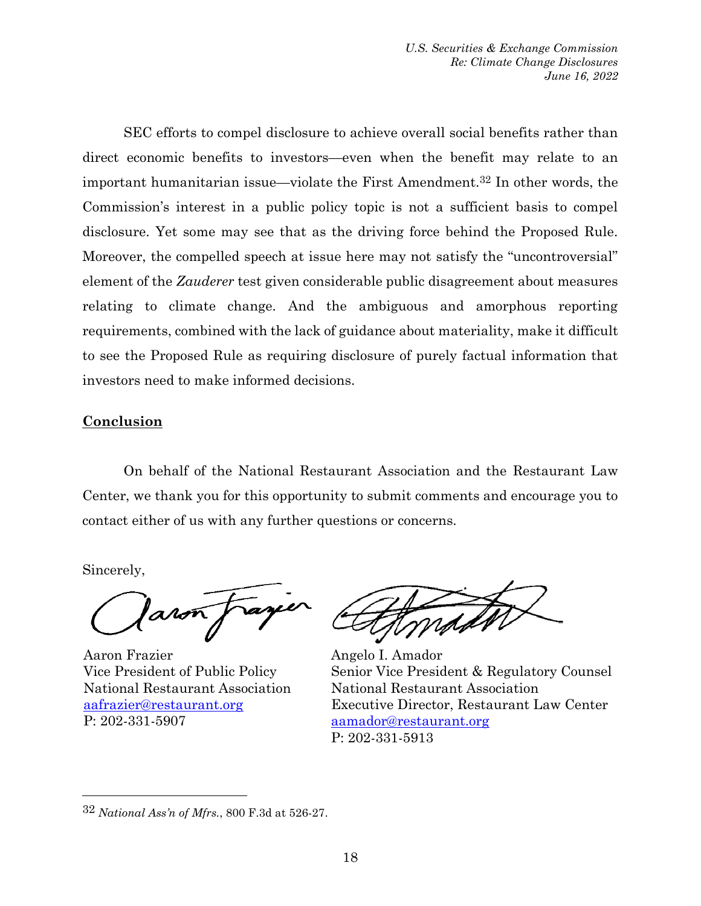SEC efforts to compel disclosure to achieve overall social benefits rather than direct economic benefits to investors—even when the benefit may relate to an important humanitarian issue—violate the First Amendment.[32] In other words, the Commission's interest in a public policy topic is not a sufficient basis to compel disclosure. Yet some may see that as the driving force behind the Proposed Rule. Moreover, the compelled speech at issue here may not satisfy the "uncontroversial" element of the *Zauderer* test given considerable public disagreement about measures relating to climate change. And the ambiguous and amorphous reporting requirements, combined with the lack of guidance about materiality, make it difficult to see the Proposed Rule as requiring disclosure of purely factual information that investors need to make informed decisions.

## Conclusion

On behalf of the National Restaurant Association and the Restaurant Law Center, we thank you for this opportunity to submit comments and encourage you to contact either of us with any further questions or concerns.

Sincerely,

Aaron Frazier
Vice President of Public Policy
National Restaurant Association
aafrazier@restaurant.org
P: 202-331-5907

Angelo I. Amador
Senior Vice President & Regulatory Counsel
National Restaurant Association
Executive Director, Restaurant Law Center
aamador@restaurant.org
P: 202-331-5913

---

[32] *National Ass'n of Mfrs.*, 800 F.3d at 526-27.